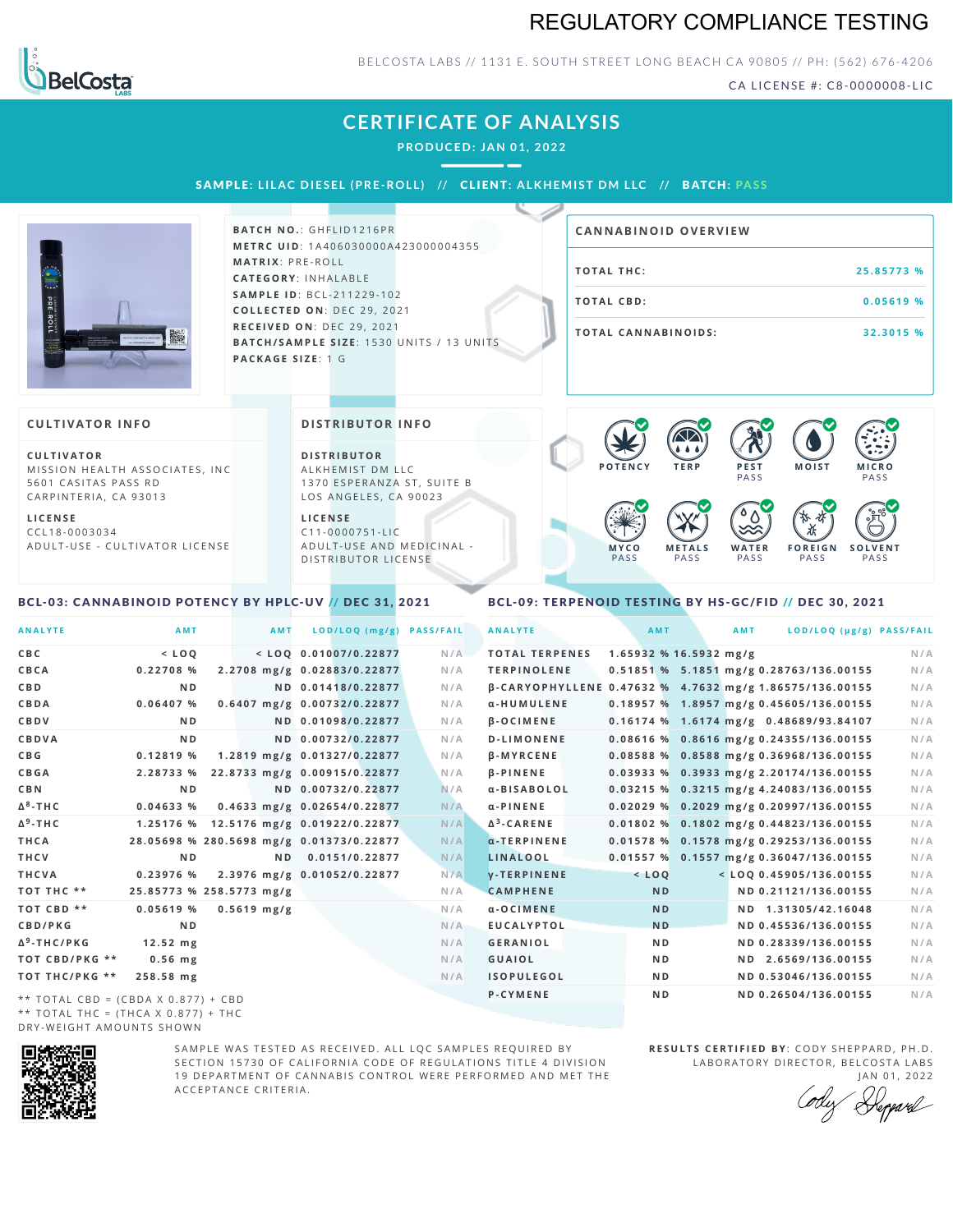# REGULATORY COMPLIANCE TESTING

BELCOSTA LABS // 1131 E. SOUTH STREET LONG BEACH CA 90805 // PH: (562) 676-4206

CA LICENSE #: C8-0000008-LIC

## CERTIFICATE OF ANALYSIS

PRODUCED: JAN 01, 2022

**SAMPLE:** LILAC DIESEL (PRE-ROLL) // **CLIENT:** ALKHEMIST DM LLC // **BATCH:** PASS

**BATCH NO.:** GHFLID1216PR
**METRC UID:** 1A406030000A423000004355
**MATRIX:** PRE-ROLL
**CATEGORY:** INHALABLE
**SAMPLE ID:** BCL-211229-102
**COLLECTED ON:** DEC 29, 2021
**RECEIVED ON:** DEC 29, 2021
**BATCH/SAMPLE SIZE:** 1530 UNITS / 13 UNITS
**PACKAGE SIZE:** 1 G

### CANNABINOID OVERVIEW

| | |
|---|---|
| TOTAL THC: | 25.85773 % |
| TOTAL CBD: | 0.05619 % |
| TOTAL CANNABINOIDS: | 32.3015 % |

### CULTIVATOR INFO

**CULTIVATOR**
MISSION HEALTH ASSOCIATES, INC
5601 CASITAS PASS RD
CARPINTERIA, CA 93013

**LICENSE**
CCL18-0003034
ADULT-USE - CULTIVATOR LICENSE

### DISTRIBUTOR INFO

**DISTRIBUTOR**
ALKHEMIST DM LLC
1370 ESPERANZA ST, SUITE B
LOS ANGELES, CA 90023

**LICENSE**
C11-0000751-LIC
ADULT-USE AND MEDICINAL - DISTRIBUTOR LICENSE

POTENCY | TERP | PEST PASS | MOIST | MICRO PASS | MYCO PASS | METALS PASS | WATER PASS | FOREIGN PASS | SOLVENT PASS

### BCL-03: CANNABINOID POTENCY BY HPLC-UV // DEC 31, 2021

| ANALYTE | AMT | AMT | LOD/LOQ (mg/g) | PASS/FAIL |
|---|---|---|---|---|
| CBC | < LOQ | < LOQ | 0.01007/0.22877 | N/A |
| CBCA | 0.22708 % | 2.2708 mg/g | 0.02883/0.22877 | N/A |
| CBD | ND | ND | 0.01418/0.22877 | N/A |
| CBDA | 0.06407 % | 0.6407 mg/g | 0.00732/0.22877 | N/A |
| CBDV | ND | ND | 0.01098/0.22877 | N/A |
| CBDVA | ND | ND | 0.00732/0.22877 | N/A |
| CBG | 0.12819 % | 1.2819 mg/g | 0.01327/0.22877 | N/A |
| CBGA | 2.28733 % | 22.8733 mg/g | 0.00915/0.22877 | N/A |
| CBN | ND | ND | 0.00732/0.22877 | N/A |
| $\Delta^8$-THC | 0.04633 % | 0.4633 mg/g | 0.02654/0.22877 | N/A |
| $\Delta^9$-THC | 1.25176 % | 12.5176 mg/g | 0.01922/0.22877 | N/A |
| THCA | 28.05698 % | 280.5698 mg/g | 0.01373/0.22877 | N/A |
| THCV | ND | ND | 0.0151/0.22877 | N/A |
| THCVA | 0.23976 % | 2.3976 mg/g | 0.01052/0.22877 | N/A |
| TOT THC ** | 25.85773 % | 258.5773 mg/g | | N/A |
| TOT CBD ** | 0.05619 % | 0.5619 mg/g | | N/A |
| CBD/PKG | ND | | | N/A |
| $\Delta^9$-THC/PKG | 12.52 mg | | | N/A |
| TOT CBD/PKG ** | 0.56 mg | | | N/A |
| TOT THC/PKG ** | 258.58 mg | | | N/A |

** TOTAL CBD = (CBDA X 0.877) + CBD
** TOTAL THC = (THCA X 0.877) + THC
DRY-WEIGHT AMOUNTS SHOWN

### BCL-09: TERPENOID TESTING BY HS-GC/FID // DEC 30, 2021

| ANALYTE | AMT | AMT | LOD/LOQ (μg/g) | PASS/FAIL |
|---|---|---|---|---|
| TOTAL TERPENES | 1.65932 % | 16.5932 mg/g | | N/A |
| TERPINOLENE | 0.51851 % | 5.1851 mg/g | 0.28763/136.00155 | N/A |
| β-CARYOPHYLLENE | 0.47632 % | 4.7632 mg/g | 1.86575/136.00155 | N/A |
| α-HUMULENE | 0.18957 % | 1.8957 mg/g | 0.45605/136.00155 | N/A |
| β-OCIMENE | 0.16174 % | 1.6174 mg/g | 0.48689/93.84107 | N/A |
| D-LIMONENE | 0.08616 % | 0.8616 mg/g | 0.24355/136.00155 | N/A |
| β-MYRCENE | 0.08588 % | 0.8588 mg/g | 0.36968/136.00155 | N/A |
| β-PINENE | 0.03933 % | 0.3933 mg/g | 2.20174/136.00155 | N/A |
| α-BISABOLOL | 0.03215 % | 0.3215 mg/g | 4.24083/136.00155 | N/A |
| α-PINENE | 0.02029 % | 0.2029 mg/g | 0.20997/136.00155 | N/A |
| $\Delta^3$-CARENE | 0.01802 % | 0.1802 mg/g | 0.44823/136.00155 | N/A |
| α-TERPINENE | 0.01578 % | 0.1578 mg/g | 0.29253/136.00155 | N/A |
| LINALOOL | 0.01557 % | 0.1557 mg/g | 0.36047/136.00155 | N/A |
| γ-TERPINENE | < LOQ | < LOQ | 0.45905/136.00155 | N/A |
| CAMPHENE | ND | ND | 0.21121/136.00155 | N/A |
| α-OCIMENE | ND | ND | 1.31305/42.16048 | N/A |
| EUCALYPTOL | ND | ND | 0.45536/136.00155 | N/A |
| GERANIOL | ND | ND | 0.28339/136.00155 | N/A |
| GUAIOL | ND | ND | 2.6569/136.00155 | N/A |
| ISOPULEGOL | ND | ND | 0.53046/136.00155 | N/A |
| P-CYMENE | ND | ND | 0.26504/136.00155 | N/A |

SAMPLE WAS TESTED AS RECEIVED. ALL LQC SAMPLES REQUIRED BY SECTION 15730 OF CALIFORNIA CODE OF REGULATIONS TITLE 4 DIVISION 19 DEPARTMENT OF CANNABIS CONTROL WERE PERFORMED AND MET THE ACCEPTANCE CRITERIA.

**RESULTS CERTIFIED BY:** CODY SHEPPARD, PH.D.
LABORATORY DIRECTOR, BELCOSTA LABS
JAN 01, 2022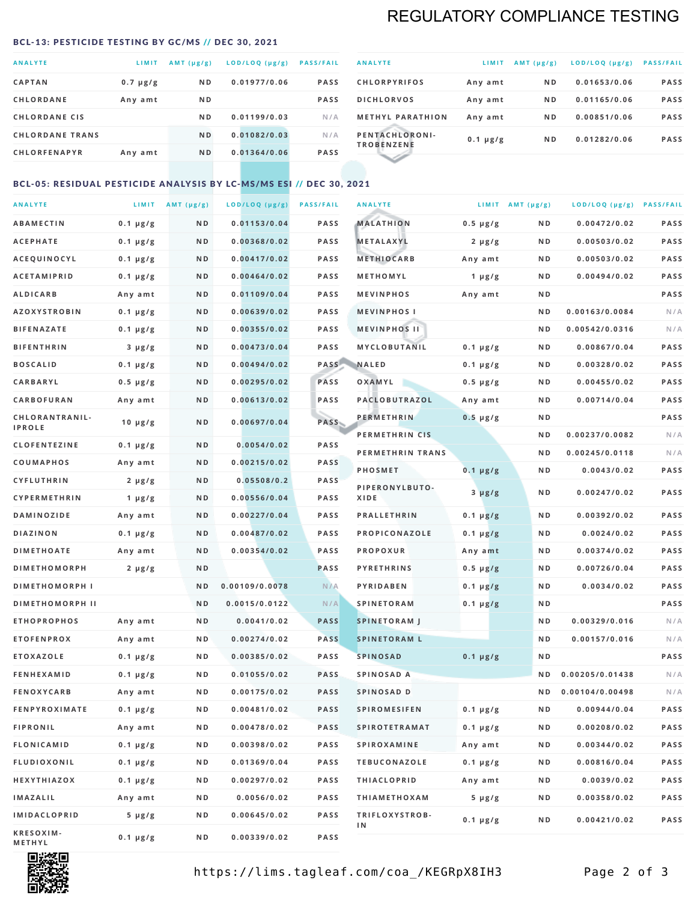# REGULATORY COMPLIANCE TESTING

## BCL-13: PESTICIDE TESTING BY GC/MS // DEC 30, 2021

| ANALYTE | LIMIT | AMT (μg/g) | LOD/LOQ (μg/g) | PASS/FAIL |
|---|---|---|---|---|
| CAPTAN | 0.7 μg/g | ND | 0.01977/0.06 | PASS |
| CHLORDANE | Any amt | ND | | PASS |
| CHLORDANE CIS | | ND | 0.01199/0.03 | N/A |
| CHLORDANE TRANS | | ND | 0.01082/0.03 | N/A |
| CHLORFENAPYR | Any amt | ND | 0.01364/0.06 | PASS |
| CHLORPYRIFOS | Any amt | ND | 0.01653/0.06 | PASS |
| DICHLORVOS | Any amt | ND | 0.01165/0.06 | PASS |
| METHYL PARATHION | Any amt | ND | 0.00851/0.06 | PASS |
| PENTACHLORONITROBENZENE | 0.1 μg/g | ND | 0.01282/0.06 | PASS |

## BCL-05: RESIDUAL PESTICIDE ANALYSIS BY LC-MS/MS ESI // DEC 30, 2021

| ANALYTE | LIMIT | AMT (μg/g) | LOD/LOQ (μg/g) | PASS/FAIL |
|---|---|---|---|---|
| ABAMECTIN | 0.1 μg/g | ND | 0.01153/0.04 | PASS |
| ACEPHATE | 0.1 μg/g | ND | 0.00368/0.02 | PASS |
| ACEQUINOCYL | 0.1 μg/g | ND | 0.00417/0.02 | PASS |
| ACETAMIPRID | 0.1 μg/g | ND | 0.00464/0.02 | PASS |
| ALDICARB | Any amt | ND | 0.01109/0.04 | PASS |
| AZOXYSTROBIN | 0.1 μg/g | ND | 0.00639/0.02 | PASS |
| BIFENAZATE | 0.1 μg/g | ND | 0.00355/0.02 | PASS |
| BIFENTHRIN | 3 μg/g | ND | 0.00473/0.04 | PASS |
| BOSCALID | 0.1 μg/g | ND | 0.00494/0.02 | PASS |
| CARBARYL | 0.5 μg/g | ND | 0.00295/0.02 | PASS |
| CARBOFURAN | Any amt | ND | 0.00613/0.02 | PASS |
| CHLORANTRANILIPROLE | 10 μg/g | ND | 0.00697/0.04 | PASS |
| CLOFENTEZINE | 0.1 μg/g | ND | 0.0054/0.02 | PASS |
| COUMAPHOS | Any amt | ND | 0.00215/0.02 | PASS |
| CYFLUTHRIN | 2 μg/g | ND | 0.05508/0.2 | PASS |
| CYPERMETHRIN | 1 μg/g | ND | 0.00556/0.04 | PASS |
| DAMINOZIDE | Any amt | ND | 0.00227/0.04 | PASS |
| DIAZINON | 0.1 μg/g | ND | 0.00487/0.02 | PASS |
| DIMETHOATE | Any amt | ND | 0.00354/0.02 | PASS |
| DIMETHOMORPH | 2 μg/g | ND | | PASS |
| DIMETHOMORPH I | | ND | 0.00109/0.0078 | N/A |
| DIMETHOMORPH II | | ND | 0.0015/0.0122 | N/A |
| ETHOPROPHOS | Any amt | ND | 0.0041/0.02 | PASS |
| ETOFENPROX | Any amt | ND | 0.00274/0.02 | PASS |
| ETOXAZOLE | 0.1 μg/g | ND | 0.00385/0.02 | PASS |
| FENHEXAMID | 0.1 μg/g | ND | 0.01055/0.02 | PASS |
| FENOXYCARB | Any amt | ND | 0.00175/0.02 | PASS |
| FENPYROXIMATE | 0.1 μg/g | ND | 0.00481/0.02 | PASS |
| FIPRONIL | Any amt | ND | 0.00478/0.02 | PASS |
| FLONICAMID | 0.1 μg/g | ND | 0.00398/0.02 | PASS |
| FLUDIOXONIL | 0.1 μg/g | ND | 0.01369/0.04 | PASS |
| HEXYTHIAZOX | 0.1 μg/g | ND | 0.00297/0.02 | PASS |
| IMAZALIL | Any amt | ND | 0.0056/0.02 | PASS |
| IMIDACLOPRID | 5 μg/g | ND | 0.00645/0.02 | PASS |
| KRESOXIM-METHYL | 0.1 μg/g | ND | 0.00339/0.02 | PASS |
| MALATHION | 0.5 μg/g | ND | 0.00472/0.02 | PASS |
| METALAXYL | 2 μg/g | ND | 0.00503/0.02 | PASS |
| METHIOCARB | Any amt | ND | 0.00503/0.02 | PASS |
| METHOMYL | 1 μg/g | ND | 0.00494/0.02 | PASS |
| MEVINPHOS | Any amt | ND | | PASS |
| MEVINPHOS I | | ND | 0.00163/0.0084 | N/A |
| MEVINPHOS II | | ND | 0.00542/0.0316 | N/A |
| MYCLOBUTANIL | 0.1 μg/g | ND | 0.00867/0.04 | PASS |
| NALED | 0.1 μg/g | ND | 0.00328/0.02 | PASS |
| OXAMYL | 0.5 μg/g | ND | 0.00455/0.02 | PASS |
| PACLOBUTRAZOL | Any amt | ND | 0.00714/0.04 | PASS |
| PERMETHRIN | 0.5 μg/g | ND | | PASS |
| PERMETHRIN CIS | | ND | 0.00237/0.0082 | N/A |
| PERMETHRIN TRANS | | ND | 0.00245/0.0118 | N/A |
| PHOSMET | 0.1 μg/g | ND | 0.0043/0.02 | PASS |
| PIPERONYLBUTOXIDE | 3 μg/g | ND | 0.00247/0.02 | PASS |
| PRALLETHRIN | 0.1 μg/g | ND | 0.00392/0.02 | PASS |
| PROPICONAZOLE | 0.1 μg/g | ND | 0.0024/0.02 | PASS |
| PROPOXUR | Any amt | ND | 0.00374/0.02 | PASS |
| PYRETHRINS | 0.5 μg/g | ND | 0.00726/0.04 | PASS |
| PYRIDABEN | 0.1 μg/g | ND | 0.0034/0.02 | PASS |
| SPINETORAM | 0.1 μg/g | ND | | PASS |
| SPINETORAM J | | ND | 0.00329/0.016 | N/A |
| SPINETORAM L | | ND | 0.00157/0.016 | N/A |
| SPINOSAD | 0.1 μg/g | ND | | PASS |
| SPINOSAD A | | ND | 0.00205/0.01438 | N/A |
| SPINOSAD D | | ND | 0.00104/0.00498 | N/A |
| SPIROMESIFEN | 0.1 μg/g | ND | 0.00944/0.04 | PASS |
| SPIROTETRAMAT | 0.1 μg/g | ND | 0.00208/0.02 | PASS |
| SPIROXAMINE | Any amt | ND | 0.00344/0.02 | PASS |
| TEBUCONAZOLE | 0.1 μg/g | ND | 0.00816/0.04 | PASS |
| THIACLOPRID | Any amt | ND | 0.0039/0.02 | PASS |
| THIAMETHOXAM | 5 μg/g | ND | 0.00358/0.02 | PASS |
| TRIFLOXYSTROBIN | 0.1 μg/g | ND | 0.00421/0.02 | PASS |

https://lims.tagleaf.com/coa_/KEGRpX8IH3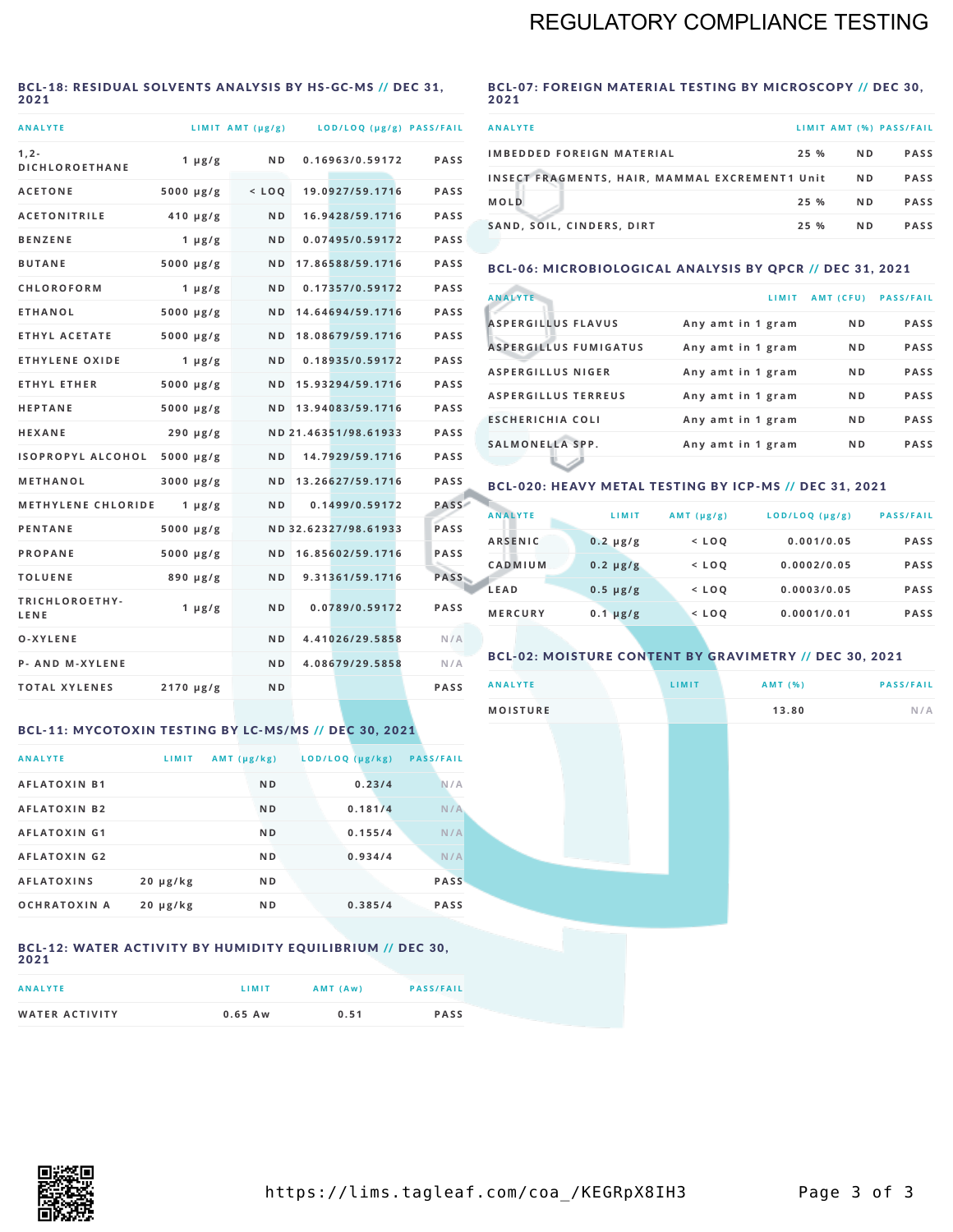# REGULATORY COMPLIANCE TESTING

## BCL-18: RESIDUAL SOLVENTS ANALYSIS BY HS-GC-MS // DEC 31, 2021

| ANALYTE | LIMIT | AMT (μg/g) | LOD/LOQ (μg/g) | PASS/FAIL |
|---|---|---|---|---|
| 1,2-DICHLOROETHANE | 1 μg/g | ND | 0.16963/0.59172 | PASS |
| ACETONE | 5000 μg/g | < LOQ | 19.0927/59.1716 | PASS |
| ACETONITRILE | 410 μg/g | ND | 16.9428/59.1716 | PASS |
| BENZENE | 1 μg/g | ND | 0.07495/0.59172 | PASS |
| BUTANE | 5000 μg/g | ND | 17.86588/59.1716 | PASS |
| CHLOROFORM | 1 μg/g | ND | 0.17357/0.59172 | PASS |
| ETHANOL | 5000 μg/g | ND | 14.64694/59.1716 | PASS |
| ETHYL ACETATE | 5000 μg/g | ND | 18.08679/59.1716 | PASS |
| ETHYLENE OXIDE | 1 μg/g | ND | 0.18935/0.59172 | PASS |
| ETHYL ETHER | 5000 μg/g | ND | 15.93294/59.1716 | PASS |
| HEPTANE | 5000 μg/g | ND | 13.94083/59.1716 | PASS |
| HEXANE | 290 μg/g | ND | 21.46351/98.61933 | PASS |
| ISOPROPYL ALCOHOL | 5000 μg/g | ND | 14.7929/59.1716 | PASS |
| METHANOL | 3000 μg/g | ND | 13.26627/59.1716 | PASS |
| METHYLENE CHLORIDE | 1 μg/g | ND | 0.1499/0.59172 | PASS |
| PENTANE | 5000 μg/g | ND | 32.62327/98.61933 | PASS |
| PROPANE | 5000 μg/g | ND | 16.85602/59.1716 | PASS |
| TOLUENE | 890 μg/g | ND | 9.31361/59.1716 | PASS |
| TRICHLOROETHYLENE | 1 μg/g | ND | 0.0789/0.59172 | PASS |
| O-XYLENE | | ND | 4.41026/29.5858 | N/A |
| P- AND M-XYLENE | | ND | 4.08679/29.5858 | N/A |
| TOTAL XYLENES | 2170 μg/g | ND | | PASS |

## BCL-11: MYCOTOXIN TESTING BY LC-MS/MS // DEC 30, 2021

| ANALYTE | LIMIT | AMT (μg/kg) | LOD/LOQ (μg/kg) | PASS/FAIL |
|---|---|---|---|---|
| AFLATOXIN B1 | | ND | 0.23/4 | N/A |
| AFLATOXIN B2 | | ND | 0.181/4 | N/A |
| AFLATOXIN G1 | | ND | 0.155/4 | N/A |
| AFLATOXIN G2 | | ND | 0.934/4 | N/A |
| AFLATOXINS | 20 μg/kg | ND | | PASS |
| OCHRATOXIN A | 20 μg/kg | ND | 0.385/4 | PASS |

## BCL-12: WATER ACTIVITY BY HUMIDITY EQUILIBRIUM // DEC 30, 2021

| ANALYTE | LIMIT | AMT (Aw) | PASS/FAIL |
|---|---|---|---|
| WATER ACTIVITY | 0.65 Aw | 0.51 | PASS |

## BCL-07: FOREIGN MATERIAL TESTING BY MICROSCOPY // DEC 30, 2021

| ANALYTE | LIMIT | AMT (%) | PASS/FAIL |
|---|---|---|---|
| IMBEDDED FOREIGN MATERIAL | 25 % | ND | PASS |
| INSECT FRAGMENTS, HAIR, MAMMAL EXCREMENT | 1 Unit | ND | PASS |
| MOLD | 25 % | ND | PASS |
| SAND, SOIL, CINDERS, DIRT | 25 % | ND | PASS |

## BCL-06: MICROBIOLOGICAL ANALYSIS BY QPCR // DEC 31, 2021

| ANALYTE | LIMIT | AMT (CFU) | PASS/FAIL |
|---|---|---|---|
| ASPERGILLUS FLAVUS | Any amt in 1 gram | ND | PASS |
| ASPERGILLUS FUMIGATUS | Any amt in 1 gram | ND | PASS |
| ASPERGILLUS NIGER | Any amt in 1 gram | ND | PASS |
| ASPERGILLUS TERREUS | Any amt in 1 gram | ND | PASS |
| ESCHERICHIA COLI | Any amt in 1 gram | ND | PASS |
| SALMONELLA SPP. | Any amt in 1 gram | ND | PASS |

## BCL-020: HEAVY METAL TESTING BY ICP-MS // DEC 31, 2021

| ANALYTE | LIMIT | AMT (μg/g) | LOD/LOQ (μg/g) | PASS/FAIL |
|---|---|---|---|---|
| ARSENIC | 0.2 μg/g | < LOQ | 0.001/0.05 | PASS |
| CADMIUM | 0.2 μg/g | < LOQ | 0.0002/0.05 | PASS |
| LEAD | 0.5 μg/g | < LOQ | 0.0003/0.05 | PASS |
| MERCURY | 0.1 μg/g | < LOQ | 0.0001/0.01 | PASS |

## BCL-02: MOISTURE CONTENT BY GRAVIMETRY // DEC 30, 2021

| ANALYTE | LIMIT | AMT (%) | PASS/FAIL |
|---|---|---|---|
| MOISTURE | | 13.80 | N/A |

https://lims.tagleaf.com/coa_/KEGRpX8IH3